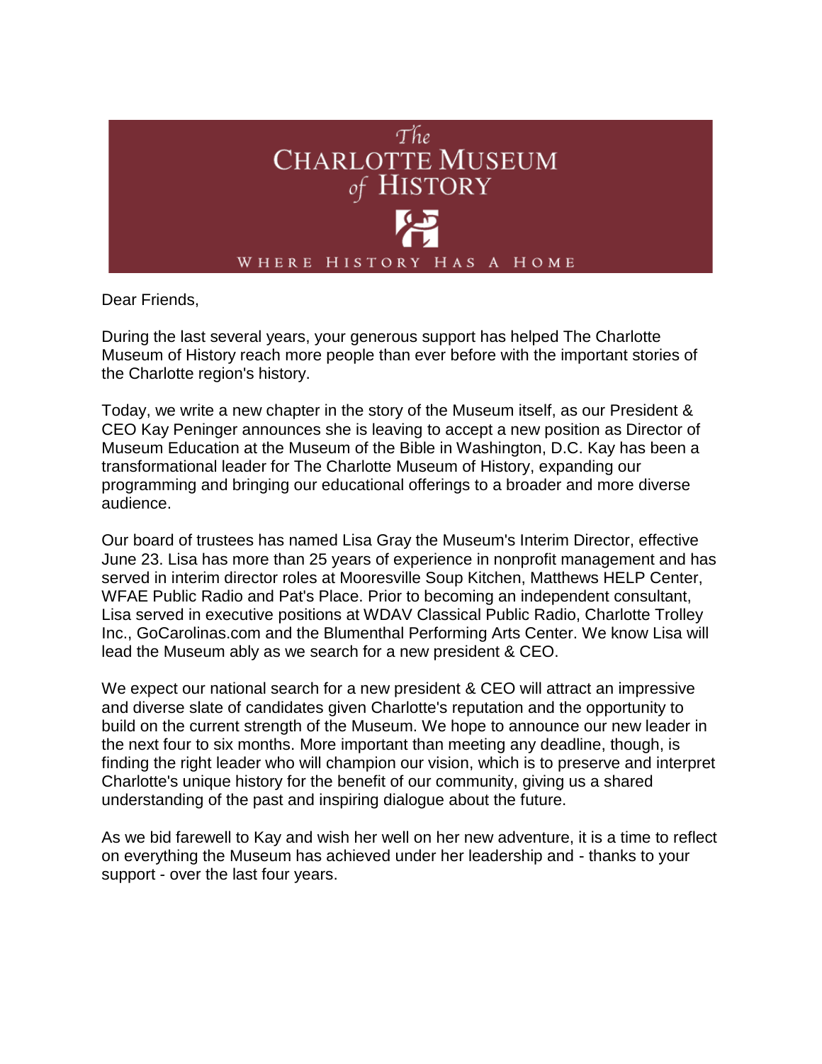The Charlotte Museum of History

WHERE HISTORY HAS A HOME

Dear Friends,

During the last several years, your generous support has helped The Charlotte Museum of History reach more people than ever before with the important stories of the Charlotte region's history.

Today, we write a new chapter in the story of the Museum itself, as our President & CEO Kay Peninger announces she is leaving to accept a new position as Director of Museum Education at the Museum of the Bible in Washington, D.C. Kay has been a transformational leader for The Charlotte Museum of History, expanding our programming and bringing our educational offerings to a broader and more diverse audience.

Our board of trustees has named Lisa Gray the Museum's Interim Director, effective June 23. Lisa has more than 25 years of experience in nonprofit management and has served in interim director roles at Mooresville Soup Kitchen, Matthews HELP Center, WFAE Public Radio and Pat's Place. Prior to becoming an independent consultant, Lisa served in executive positions at WDAV Classical Public Radio, Charlotte Trolley Inc., GoCarolinas.com and the Blumenthal Performing Arts Center. We know Lisa will lead the Museum ably as we search for a new president & CEO.

We expect our national search for a new president & CEO will attract an impressive and diverse slate of candidates given Charlotte's reputation and the opportunity to build on the current strength of the Museum. We hope to announce our new leader in the next four to six months. More important than meeting any deadline, though, is finding the right leader who will champion our vision, which is to preserve and interpret Charlotte's unique history for the benefit of our community, giving us a shared understanding of the past and inspiring dialogue about the future.

As we bid farewell to Kay and wish her well on her new adventure, it is a time to reflect on everything the Museum has achieved under her leadership and - thanks to your support - over the last four years.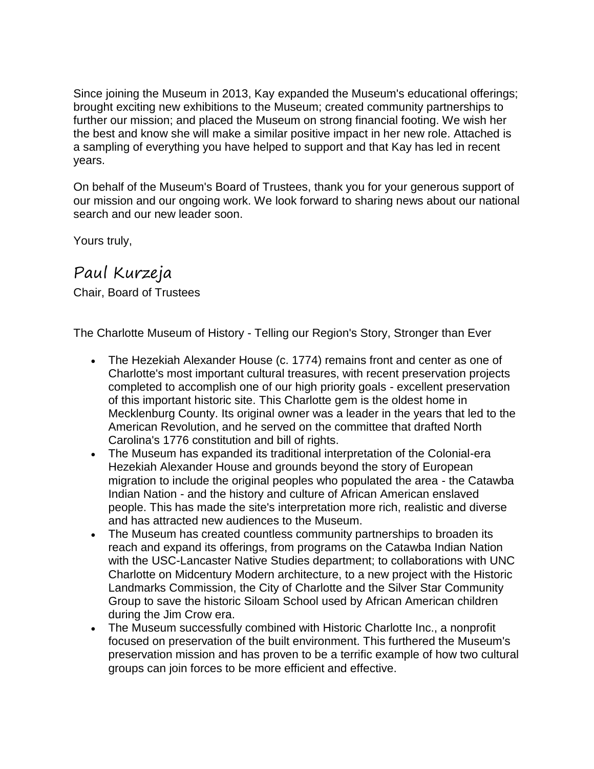Since joining the Museum in 2013, Kay expanded the Museum's educational offerings; brought exciting new exhibitions to the Museum; created community partnerships to further our mission; and placed the Museum on strong financial footing. We wish her the best and know she will make a similar positive impact in her new role. Attached is a sampling of everything you have helped to support and that Kay has led in recent years.

On behalf of the Museum's Board of Trustees, thank you for your generous support of our mission and our ongoing work. We look forward to sharing news about our national search and our new leader soon.

Yours truly,

Paul Kurzeja

Chair, Board of Trustees

The Charlotte Museum of History - Telling our Region's Story, Stronger than Ever

- The Hezekiah Alexander House (c. 1774) remains front and center as one of Charlotte's most important cultural treasures, with recent preservation projects completed to accomplish one of our high priority goals - excellent preservation of this important historic site. This Charlotte gem is the oldest home in Mecklenburg County. Its original owner was a leader in the years that led to the American Revolution, and he served on the committee that drafted North Carolina's 1776 constitution and bill of rights.
- The Museum has expanded its traditional interpretation of the Colonial-era Hezekiah Alexander House and grounds beyond the story of European migration to include the original peoples who populated the area - the Catawba Indian Nation - and the history and culture of African American enslaved people. This has made the site's interpretation more rich, realistic and diverse and has attracted new audiences to the Museum.
- The Museum has created countless community partnerships to broaden its reach and expand its offerings, from programs on the Catawba Indian Nation with the USC-Lancaster Native Studies department; to collaborations with UNC Charlotte on Midcentury Modern architecture, to a new project with the Historic Landmarks Commission, the City of Charlotte and the Silver Star Community Group to save the historic Siloam School used by African American children during the Jim Crow era.
- The Museum successfully combined with Historic Charlotte Inc., a nonprofit focused on preservation of the built environment. This furthered the Museum's preservation mission and has proven to be a terrific example of how two cultural groups can join forces to be more efficient and effective.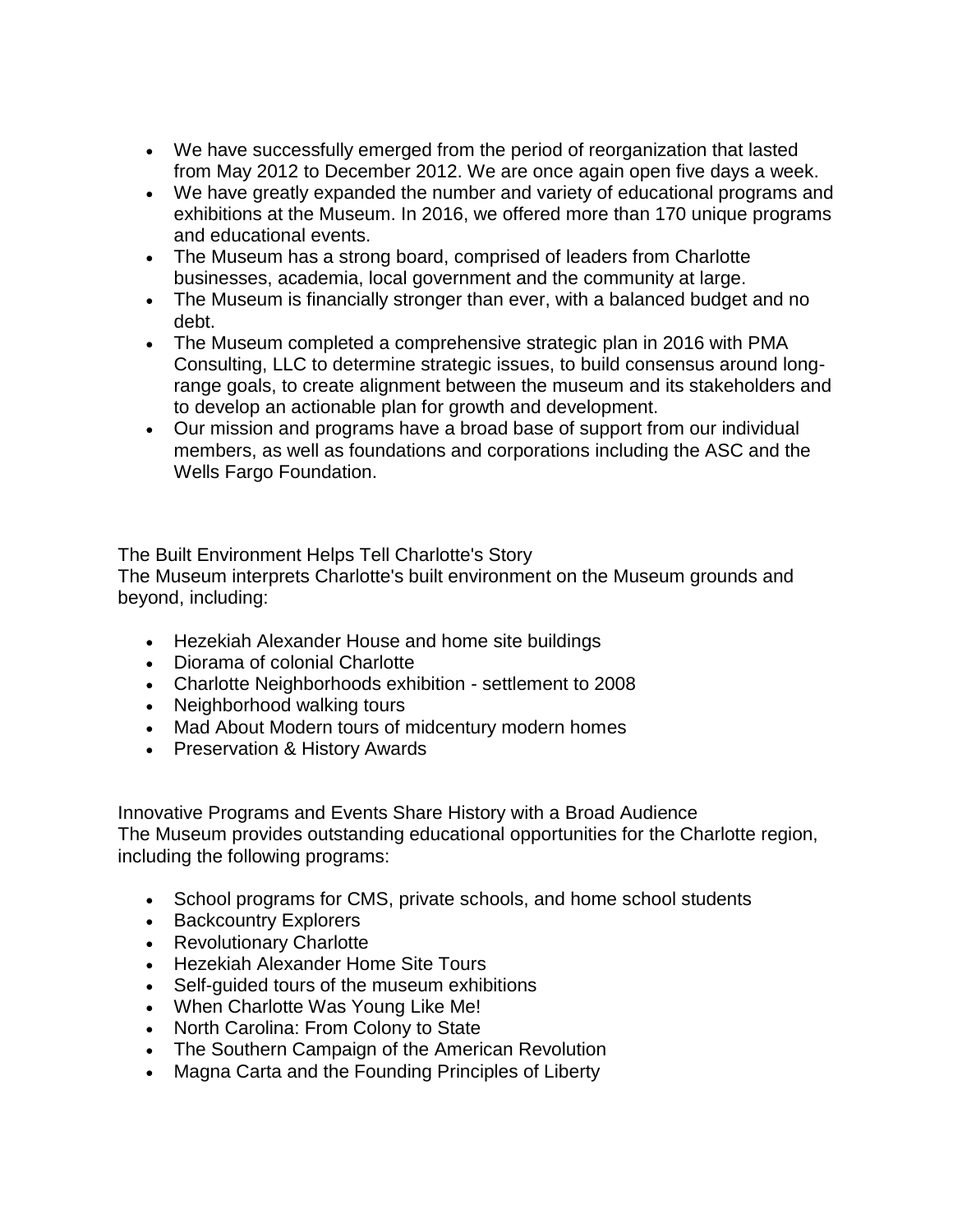- We have successfully emerged from the period of reorganization that lasted from May 2012 to December 2012. We are once again open five days a week.
- We have greatly expanded the number and variety of educational programs and exhibitions at the Museum. In 2016, we offered more than 170 unique programs and educational events.
- The Museum has a strong board, comprised of leaders from Charlotte businesses, academia, local government and the community at large.
- The Museum is financially stronger than ever, with a balanced budget and no debt.
- The Museum completed a comprehensive strategic plan in 2016 with PMA Consulting, LLC to determine strategic issues, to build consensus around long-range goals, to create alignment between the museum and its stakeholders and to develop an actionable plan for growth and development.
- Our mission and programs have a broad base of support from our individual members, as well as foundations and corporations including the ASC and the Wells Fargo Foundation.

The Built Environment Helps Tell Charlotte's Story

The Museum interprets Charlotte's built environment on the Museum grounds and beyond, including:

- Hezekiah Alexander House and home site buildings
- Diorama of colonial Charlotte
- Charlotte Neighborhoods exhibition - settlement to 2008
- Neighborhood walking tours
- Mad About Modern tours of midcentury modern homes
- Preservation & History Awards

Innovative Programs and Events Share History with a Broad Audience

The Museum provides outstanding educational opportunities for the Charlotte region, including the following programs:

- School programs for CMS, private schools, and home school students
- Backcountry Explorers
- Revolutionary Charlotte
- Hezekiah Alexander Home Site Tours
- Self-guided tours of the museum exhibitions
- When Charlotte Was Young Like Me!
- North Carolina: From Colony to State
- The Southern Campaign of the American Revolution
- Magna Carta and the Founding Principles of Liberty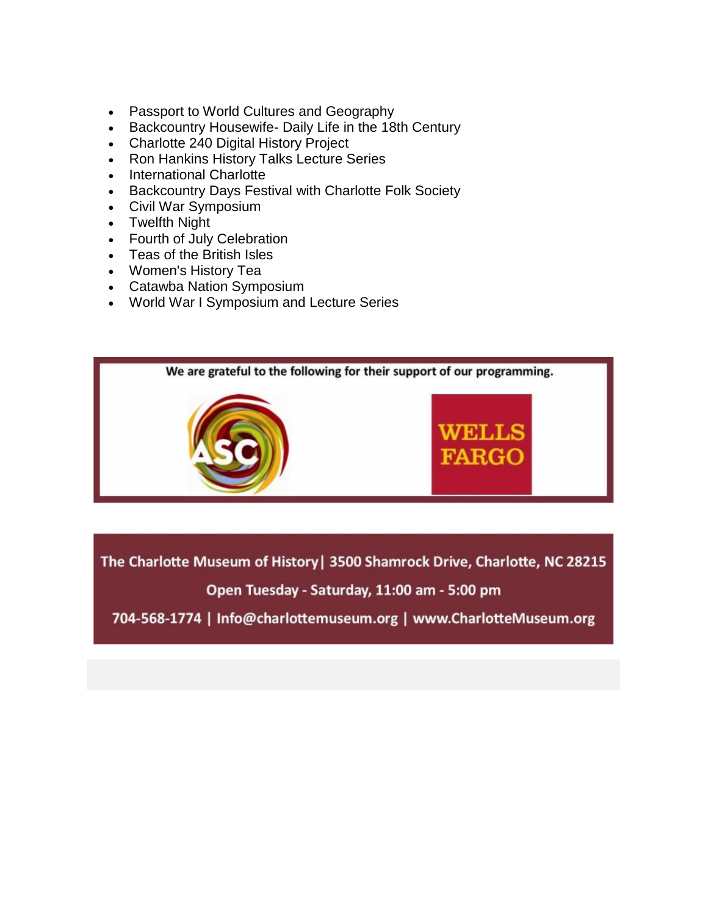- Passport to World Cultures and Geography
- Backcountry Housewife- Daily Life in the 18th Century
- Charlotte 240 Digital History Project
- Ron Hankins History Talks Lecture Series
- International Charlotte
- Backcountry Days Festival with Charlotte Folk Society
- Civil War Symposium
- Twelfth Night
- Fourth of July Celebration
- Teas of the British Isles
- Women's History Tea
- Catawba Nation Symposium
- World War I Symposium and Lecture Series

**We are grateful to the following for their support of our programming.**

ASC

WELLS FARGO

**The Charlotte Museum of History| 3500 Shamrock Drive, Charlotte, NC 28215**

**Open Tuesday - Saturday, 11:00 am - 5:00 pm**

**704-568-1774 | Info@charlottemuseum.org | www.CharlotteMuseum.org**